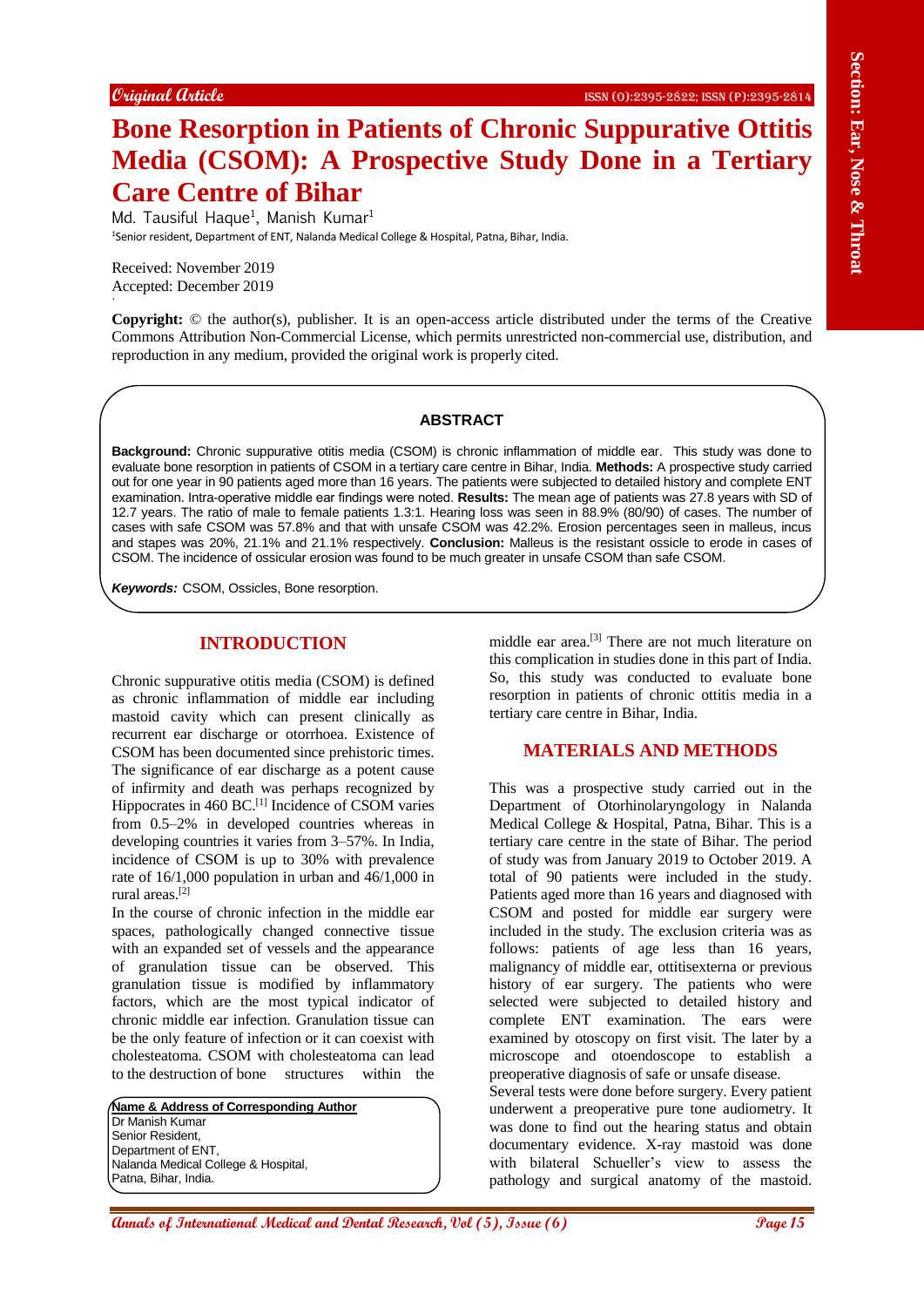Original Article

# Bone Resorption in Patients of Chronic Suppurative Ottitis Media (CSOM): A Prospective Study Done in a Tertiary Care Centre of Bihar

Md. Tausiful Haque[1], Manish Kumar[1]

[1]Senior resident, Department of ENT, Nalanda Medical College & Hospital, Patna, Bihar, India.

Received: November 2019
Accepted: December 2019

**Copyright:** © the author(s), publisher. It is an open-access article distributed under the terms of the Creative Commons Attribution Non-Commercial License, which permits unrestricted non-commercial use, distribution, and reproduction in any medium, provided the original work is properly cited.

## ABSTRACT

**Background:** Chronic suppurative otitis media (CSOM) is chronic inflammation of middle ear. This study was done to evaluate bone resorption in patients of CSOM in a tertiary care centre in Bihar, India. **Methods:** A prospective study carried out for one year in 90 patients aged more than 16 years. The patients were subjected to detailed history and complete ENT examination. Intra-operative middle ear findings were noted. **Results:** The mean age of patients was 27.8 years with SD of 12.7 years. The ratio of male to female patients 1.3:1. Hearing loss was seen in 88.9% (80/90) of cases. The number of cases with safe CSOM was 57.8% and that with unsafe CSOM was 42.2%. Erosion percentages seen in malleus, incus and stapes was 20%, 21.1% and 21.1% respectively. **Conclusion:** Malleus is the resistant ossicle to erode in cases of CSOM. The incidence of ossicular erosion was found to be much greater in unsafe CSOM than safe CSOM.

***Keywords:*** CSOM, Ossicles, Bone resorption.

## INTRODUCTION

Chronic suppurative otitis media (CSOM) is defined as chronic inflammation of middle ear including mastoid cavity which can present clinically as recurrent ear discharge or otorrhoea. Existence of CSOM has been documented since prehistoric times. The significance of ear discharge as a potent cause of infirmity and death was perhaps recognized by Hippocrates in 460 BC.[1] Incidence of CSOM varies from 0.5–2% in developed countries whereas in developing countries it varies from 3–57%. In India, incidence of CSOM is up to 30% with prevalence rate of 16/1,000 population in urban and 46/1,000 in rural areas.[2]

In the course of chronic infection in the middle ear spaces, pathologically changed connective tissue with an expanded set of vessels and the appearance of granulation tissue can be observed. This granulation tissue is modified by inflammatory factors, which are the most typical indicator of chronic middle ear infection. Granulation tissue can be the only feature of infection or it can coexist with cholesteatoma. CSOM with cholesteatoma can lead to the destruction of bone structures within the middle ear area.[3] There are not much literature on this complication in studies done in this part of India. So, this study was conducted to evaluate bone resorption in patients of chronic ottitis media in a tertiary care centre in Bihar, India.

**Name & Address of Corresponding Author**
Dr Manish Kumar
Senior Resident,
Department of ENT,
Nalanda Medical College & Hospital,
Patna, Bihar, India.

## MATERIALS AND METHODS

This was a prospective study carried out in the Department of Otorhinolaryngology in Nalanda Medical College & Hospital, Patna, Bihar. This is a tertiary care centre in the state of Bihar. The period of study was from January 2019 to October 2019. A total of 90 patients were included in the study. Patients aged more than 16 years and diagnosed with CSOM and posted for middle ear surgery were included in the study. The exclusion criteria was as follows: patients of age less than 16 years, malignancy of middle ear, ottitisexterna or previous history of ear surgery. The patients who were selected were subjected to detailed history and complete ENT examination. The ears were examined by otoscopy on first visit. The later by a microscope and otoendoscope to establish a preoperative diagnosis of safe or unsafe disease.

Several tests were done before surgery. Every patient underwent a preoperative pure tone audiometry. It was done to find out the hearing status and obtain documentary evidence. X-ray mastoid was done with bilateral Schueller's view to assess the pathology and surgical anatomy of the mastoid.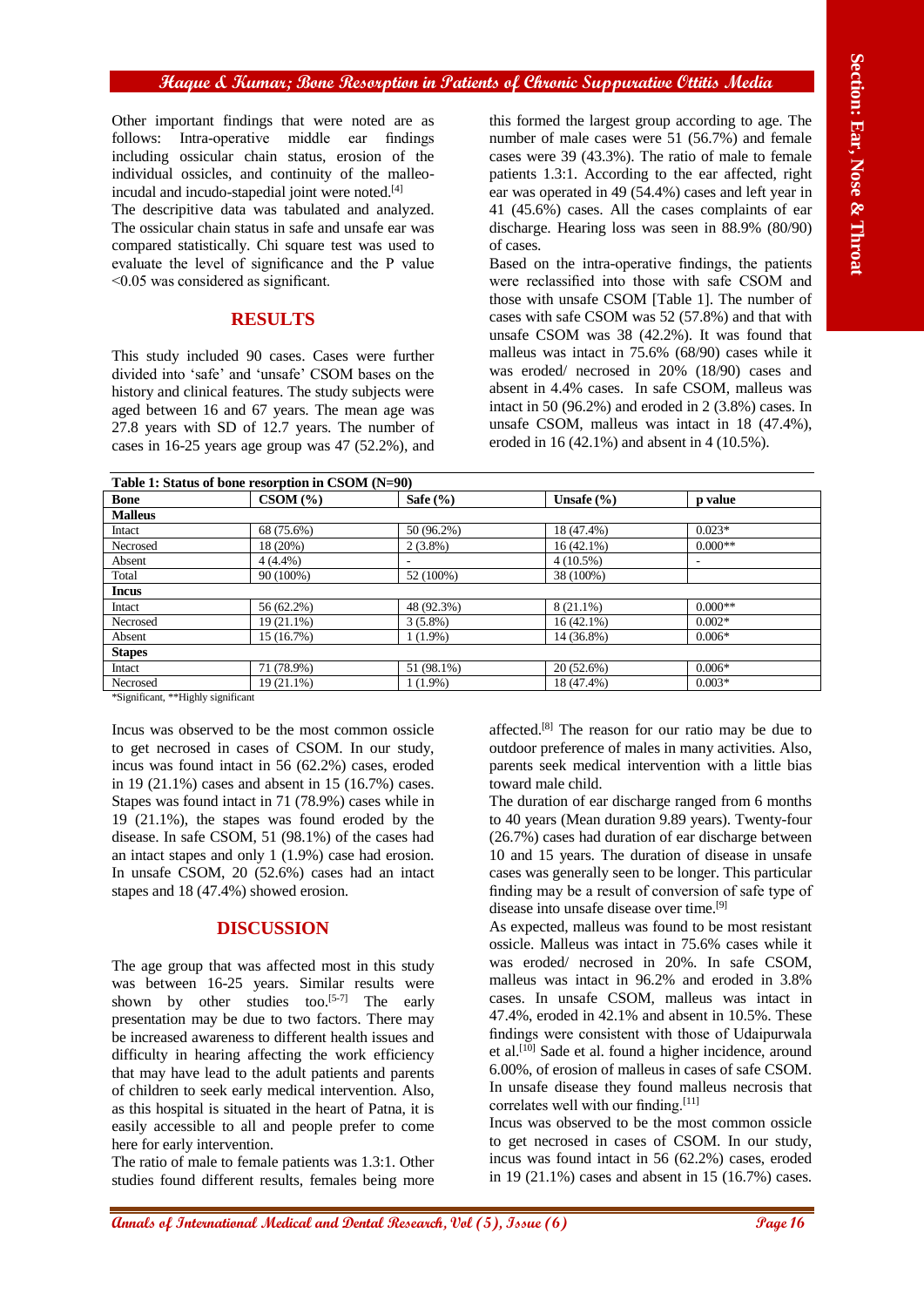Other important findings that were noted are as follows: Intra-operative middle ear findings including ossicular chain status, erosion of the individual ossicles, and continuity of the malleo-incudal and incudo-stapedial joint were noted.[4]

The descripitive data was tabulated and analyzed. The ossicular chain status in safe and unsafe ear was compared statistically. Chi square test was used to evaluate the level of significance and the P value <0.05 was considered as significant.

## RESULTS

This study included 90 cases. Cases were further divided into 'safe' and 'unsafe' CSOM bases on the history and clinical features. The study subjects were aged between 16 and 67 years. The mean age was 27.8 years with SD of 12.7 years. The number of cases in 16-25 years age group was 47 (52.2%), and this formed the largest group according to age. The number of male cases were 51 (56.7%) and female cases were 39 (43.3%). The ratio of male to female patients 1.3:1. According to the ear affected, right ear was operated in 49 (54.4%) cases and left year in 41 (45.6%) cases. All the cases complaints of ear discharge. Hearing loss was seen in 88.9% (80/90) of cases.

Based on the intra-operative findings, the patients were reclassified into those with safe CSOM and those with unsafe CSOM [Table 1]. The number of cases with safe CSOM was 52 (57.8%) and that with unsafe CSOM was 38 (42.2%). It was found that malleus was intact in 75.6% (68/90) cases while it was eroded/ necrosed in 20% (18/90) cases and absent in 4.4% cases. In safe CSOM, malleus was intact in 50 (96.2%) and eroded in 2 (3.8%) cases. In unsafe CSOM, malleus was intact in 18 (47.4%), eroded in 16 (42.1%) and absent in 4 (10.5%).

**Table 1: Status of bone resorption in CSOM (N=90)**

| Bone | CSOM (%) | Safe (%) | Unsafe (%) | p value |
|---|---|---|---|---|
| **Malleus** | | | | |
| Intact | 68 (75.6%) | 50 (96.2%) | 18 (47.4%) | 0.023* |
| Necrosed | 18 (20%) | 2 (3.8%) | 16 (42.1%) | 0.000** |
| Absent | 4 (4.4%) | - | 4 (10.5%) | - |
| Total | 90 (100%) | 52 (100%) | 38 (100%) | |
| **Incus** | | | | |
| Intact | 56 (62.2%) | 48 (92.3%) | 8 (21.1%) | 0.000** |
| Necrosed | 19 (21.1%) | 3 (5.8%) | 16 (42.1%) | 0.002* |
| Absent | 15 (16.7%) | 1 (1.9%) | 14 (36.8%) | 0.006* |
| **Stapes** | | | | |
| Intact | 71 (78.9%) | 51 (98.1%) | 20 (52.6%) | 0.006* |
| Necrosed | 19 (21.1%) | 1 (1.9%) | 18 (47.4%) | 0.003* |

*Significant, **Highly significant

Incus was observed to be the most common ossicle to get necrosed in cases of CSOM. In our study, incus was found intact in 56 (62.2%) cases, eroded in 19 (21.1%) cases and absent in 15 (16.7%) cases. Stapes was found intact in 71 (78.9%) cases while in 19 (21.1%), the stapes was found eroded by the disease. In safe CSOM, 51 (98.1%) of the cases had an intact stapes and only 1 (1.9%) case had erosion. In unsafe CSOM, 20 (52.6%) cases had an intact stapes and 18 (47.4%) showed erosion.

## DISCUSSION

The age group that was affected most in this study was between 16-25 years. Similar results were shown by other studies too.[5-7] The early presentation may be due to two factors. There may be increased awareness to different health issues and difficulty in hearing affecting the work efficiency that may have lead to the adult patients and parents of children to seek early medical intervention. Also, as this hospital is situated in the heart of Patna, it is easily accessible to all and people prefer to come here for early intervention.

The ratio of male to female patients was 1.3:1. Other studies found different results, females being more affected.[8] The reason for our ratio may be due to outdoor preference of males in many activities. Also, parents seek medical intervention with a little bias toward male child.

The duration of ear discharge ranged from 6 months to 40 years (Mean duration 9.89 years). Twenty-four (26.7%) cases had duration of ear discharge between 10 and 15 years. The duration of disease in unsafe cases was generally seen to be longer. This particular finding may be a result of conversion of safe type of disease into unsafe disease over time.[9]

As expected, malleus was found to be most resistant ossicle. Malleus was intact in 75.6% cases while it was eroded/ necrosed in 20%. In safe CSOM, malleus was intact in 96.2% and eroded in 3.8% cases. In unsafe CSOM, malleus was intact in 47.4%, eroded in 42.1% and absent in 10.5%. These findings were consistent with those of Udaipurwala et al.[10] Sade et al. found a higher incidence, around 6.00%, of erosion of malleus in cases of safe CSOM. In unsafe disease they found malleus necrosis that correlates well with our finding.[11]

Incus was observed to be the most common ossicle to get necrosed in cases of CSOM. In our study, incus was found intact in 56 (62.2%) cases, eroded in 19 (21.1%) cases and absent in 15 (16.7%) cases.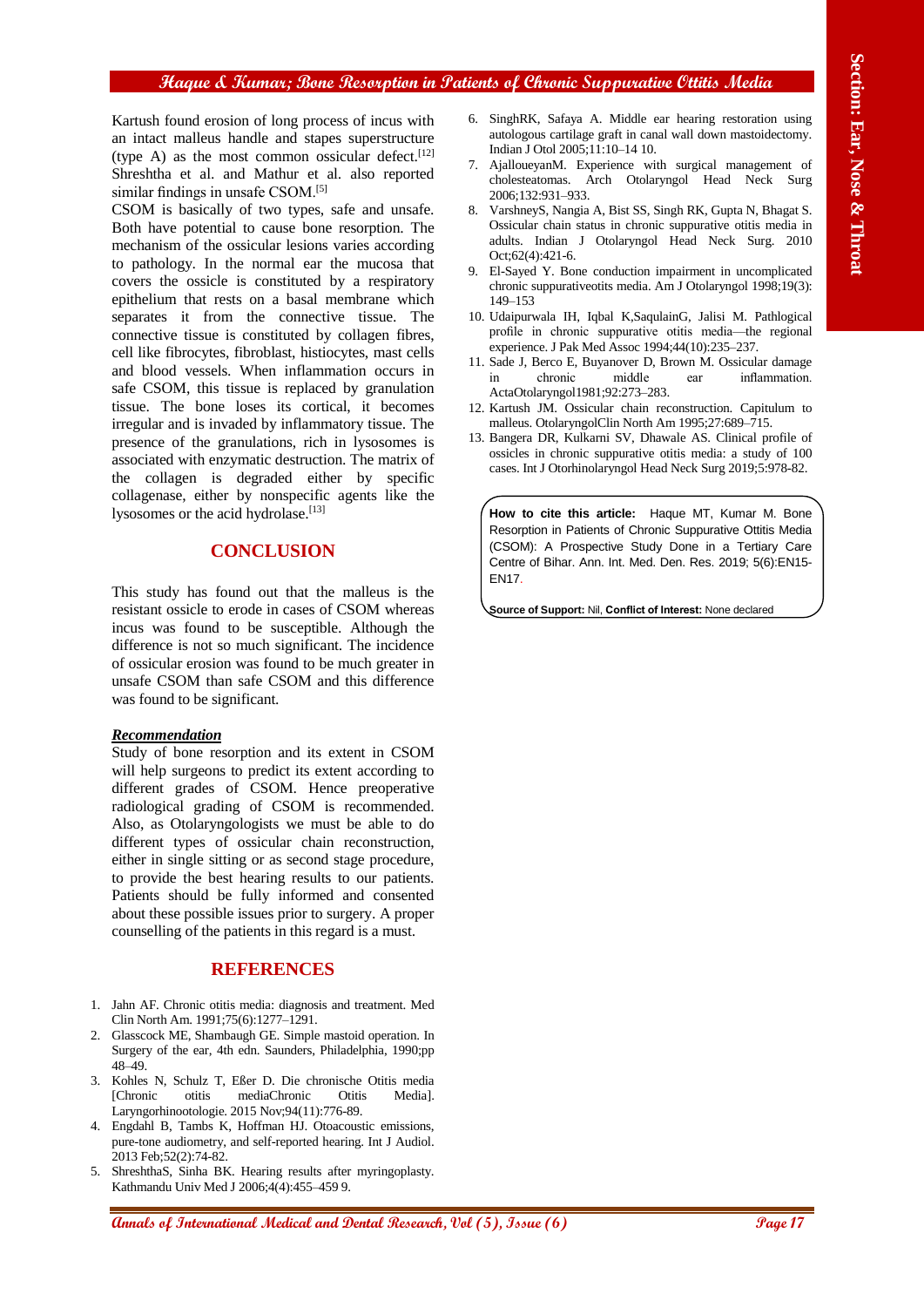Kartush found erosion of long process of incus with an intact malleus handle and stapes superstructure (type A) as the most common ossicular defect.[12] Shreshtha et al. and Mathur et al. also reported similar findings in unsafe CSOM.[5]

CSOM is basically of two types, safe and unsafe. Both have potential to cause bone resorption. The mechanism of the ossicular lesions varies according to pathology. In the normal ear the mucosa that covers the ossicle is constituted by a respiratory epithelium that rests on a basal membrane which separates it from the connective tissue. The connective tissue is constituted by collagen fibres, cell like fibrocytes, fibroblast, histiocytes, mast cells and blood vessels. When inflammation occurs in safe CSOM, this tissue is replaced by granulation tissue. The bone loses its cortical, it becomes irregular and is invaded by inflammatory tissue. The presence of the granulations, rich in lysosomes is associated with enzymatic destruction. The matrix of the collagen is degraded either by specific collagenase, either by nonspecific agents like the lysosomes or the acid hydrolase.[13]

## CONCLUSION

This study has found out that the malleus is the resistant ossicle to erode in cases of CSOM whereas incus was found to be susceptible. Although the difference is not so much significant. The incidence of ossicular erosion was found to be much greater in unsafe CSOM than safe CSOM and this difference was found to be significant.

***Recommendation***

Study of bone resorption and its extent in CSOM will help surgeons to predict its extent according to different grades of CSOM. Hence preoperative radiological grading of CSOM is recommended. Also, as Otolaryngologists we must be able to do different types of ossicular chain reconstruction, either in single sitting or as second stage procedure, to provide the best hearing results to our patients. Patients should be fully informed and consented about these possible issues prior to surgery. A proper counselling of the patients in this regard is a must.

## REFERENCES

1. Jahn AF. Chronic otitis media: diagnosis and treatment. Med Clin North Am. 1991;75(6):1277–1291.
2. Glasscock ME, Shambaugh GE. Simple mastoid operation. In Surgery of the ear, 4th edn. Saunders, Philadelphia, 1990;pp 48–49.
3. Kohles N, Schulz T, Eßer D. Die chronische Otitis media [Chronic otitis mediaChronic Otitis Media]. Laryngorhinootologie. 2015 Nov;94(11):776-89.
4. Engdahl B, Tambs K, Hoffman HJ. Otoacoustic emissions, pure-tone audiometry, and self-reported hearing. Int J Audiol. 2013 Feb;52(2):74-82.
5. ShreshthaS, Sinha BK. Hearing results after myringoplasty. Kathmandu Univ Med J 2006;4(4):455–459 9.
6. SinghRK, Safaya A. Middle ear hearing restoration using autologous cartilage graft in canal wall down mastoidectomy. Indian J Otol 2005;11:10–14 10.
7. AjalloueyanM. Experience with surgical management of cholesteatomas. Arch Otolaryngol Head Neck Surg 2006;132:931–933.
8. VarshneyS, Nangia A, Bist SS, Singh RK, Gupta N, Bhagat S. Ossicular chain status in chronic suppurative otitis media in adults. Indian J Otolaryngol Head Neck Surg. 2010 Oct;62(4):421-6.
9. El-Sayed Y. Bone conduction impairment in uncomplicated chronic suppurativeotits media. Am J Otolaryngol 1998;19(3): 149–153
10. Udaipurwala IH, Iqbal K,SaqulainG, Jalisi M. Pathlogical profile in chronic suppurative otitis media—the regional experience. J Pak Med Assoc 1994;44(10):235–237.
11. Sade J, Berco E, Buyanover D, Brown M. Ossicular damage in chronic middle ear inflammation. ActaOtolaryngol1981;92:273–283.
12. Kartush JM. Ossicular chain reconstruction. Capitulum to malleus. OtolaryngolClin North Am 1995;27:689–715.
13. Bangera DR, Kulkarni SV, Dhawale AS. Clinical profile of ossicles in chronic suppurative otitis media: a study of 100 cases. Int J Otorhinolaryngol Head Neck Surg 2019;5:978-82.

**How to cite this article:** Haque MT, Kumar M. Bone Resorption in Patients of Chronic Suppurative Ottitis Media (CSOM): A Prospective Study Done in a Tertiary Care Centre of Bihar. Ann. Int. Med. Den. Res. 2019; 5(6):EN15-EN17.

**Source of Support:** Nil, **Conflict of Interest:** None declared